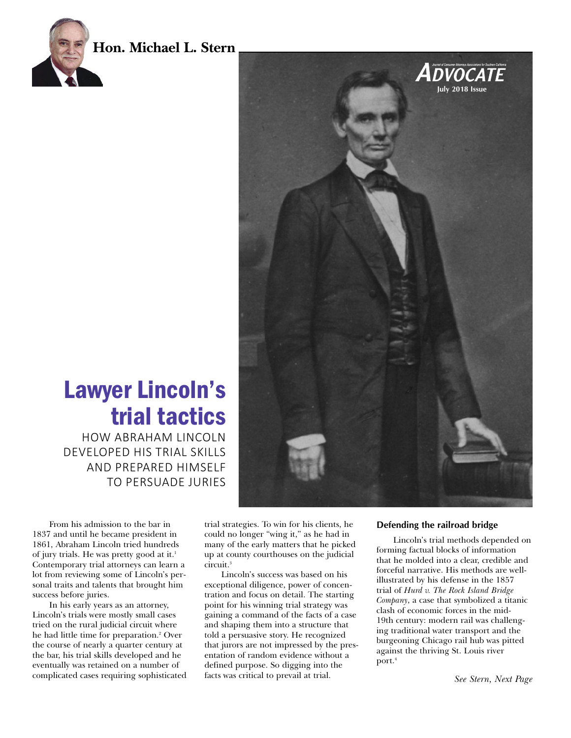**Hon. Michael L. Stern**

# Lawyer Lincoln's trial tactics

## HOW ABRAHAM LINCOLN DEVELOPED HIS TRIAL SKILLS AND PREPARED HIMSELF TO PERSUADE JURIES

From his admission to the bar in 1837 and until he became president in 1861, Abraham Lincoln tried hundreds of jury trials. He was pretty good at it.[1] Contemporary trial attorneys can learn a lot from reviewing some of Lincoln's personal traits and talents that brought him success before juries.

In his early years as an attorney, Lincoln's trials were mostly small cases tried on the rural judicial circuit where he had little time for preparation.[2] Over the course of nearly a quarter century at the bar, his trial skills developed and he eventually was retained on a number of complicated cases requiring sophisticated trial strategies. To win for his clients, he could no longer "wing it," as he had in many of the early matters that he picked up at county courthouses on the judicial circuit.[3]

Lincoln's success was based on his exceptional diligence, power of concentration and focus on detail. The starting point for his winning trial strategy was gaining a command of the facts of a case and shaping them into a structure that told a persuasive story. He recognized that jurors are not impressed by the presentation of random evidence without a defined purpose. So digging into the facts was critical to prevail at trial.

### Defending the railroad bridge

Lincoln's trial methods depended on forming factual blocks of information that he molded into a clear, credible and forceful narrative. His methods are well-illustrated by his defense in the 1857 trial of *Hurd v. The Rock Island Bridge Company*, a case that symbolized a titanic clash of economic forces in the mid-19th century: modern rail was challenging traditional water transport and the burgeoning Chicago rail hub was pitted against the thriving St. Louis river port.[4]

*See Stern, Next Page*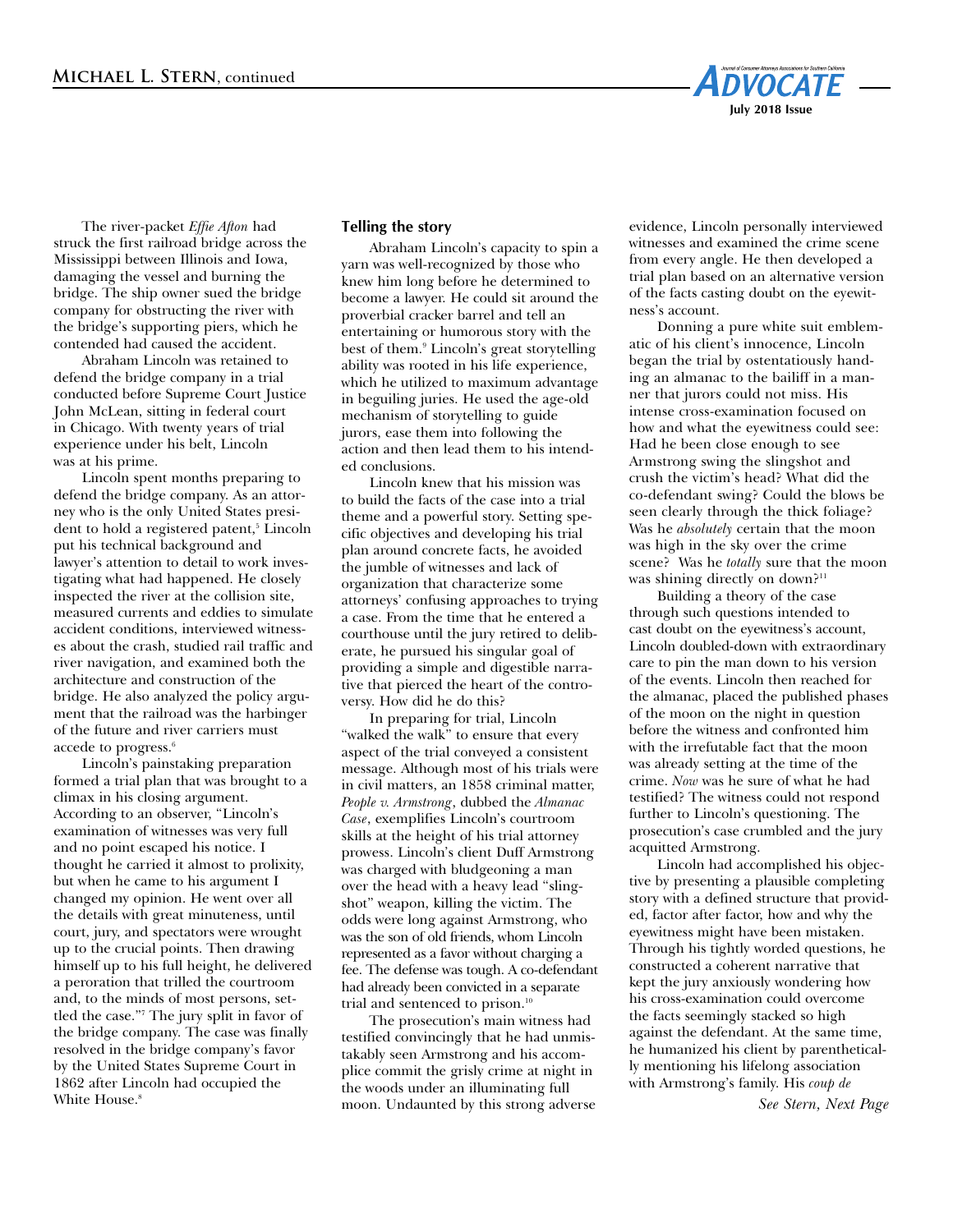The river-packet *Effie Afton* had struck the first railroad bridge across the Mississippi between Illinois and Iowa, damaging the vessel and burning the bridge. The ship owner sued the bridge company for obstructing the river with the bridge's supporting piers, which he contended had caused the accident.

Abraham Lincoln was retained to defend the bridge company in a trial conducted before Supreme Court Justice John McLean, sitting in federal court in Chicago. With twenty years of trial experience under his belt, Lincoln was at his prime.

Lincoln spent months preparing to defend the bridge company. As an attorney who is the only United States president to hold a registered patent,[5] Lincoln put his technical background and lawyer's attention to detail to work investigating what had happened. He closely inspected the river at the collision site, measured currents and eddies to simulate accident conditions, interviewed witnesses about the crash, studied rail traffic and river navigation, and examined both the architecture and construction of the bridge. He also analyzed the policy argument that the railroad was the harbinger of the future and river carriers must accede to progress.[6]

Lincoln's painstaking preparation formed a trial plan that was brought to a climax in his closing argument. According to an observer, "Lincoln's examination of witnesses was very full and no point escaped his notice. I thought he carried it almost to prolixity, but when he came to his argument I changed my opinion. He went over all the details with great minuteness, until court, jury, and spectators were wrought up to the crucial points. Then drawing himself up to his full height, he delivered a peroration that trilled the courtroom and, to the minds of most persons, settled the case."[7] The jury split in favor of the bridge company. The case was finally resolved in the bridge company's favor by the United States Supreme Court in 1862 after Lincoln had occupied the White House.[8]

## Telling the story

Abraham Lincoln's capacity to spin a yarn was well-recognized by those who knew him long before he determined to become a lawyer. He could sit around the proverbial cracker barrel and tell an entertaining or humorous story with the best of them.[9] Lincoln's great storytelling ability was rooted in his life experience, which he utilized to maximum advantage in beguiling juries. He used the age-old mechanism of storytelling to guide jurors, ease them into following the action and then lead them to his intended conclusions.

Lincoln knew that his mission was to build the facts of the case into a trial theme and a powerful story. Setting specific objectives and developing his trial plan around concrete facts, he avoided the jumble of witnesses and lack of organization that characterize some attorneys' confusing approaches to trying a case. From the time that he entered a courthouse until the jury retired to deliberate, he pursued his singular goal of providing a simple and digestible narrative that pierced the heart of the controversy. How did he do this?

In preparing for trial, Lincoln "walked the walk" to ensure that every aspect of the trial conveyed a consistent message. Although most of his trials were in civil matters, an 1858 criminal matter, *People v. Armstrong*, dubbed the *Almanac Case*, exemplifies Lincoln's courtroom skills at the height of his trial attorney prowess. Lincoln's client Duff Armstrong was charged with bludgeoning a man over the head with a heavy lead "slingshot" weapon, killing the victim. The odds were long against Armstrong, who was the son of old friends, whom Lincoln represented as a favor without charging a fee. The defense was tough. A co-defendant had already been convicted in a separate trial and sentenced to prison.[10]

The prosecution's main witness had testified convincingly that he had unmistakably seen Armstrong and his accomplice commit the grisly crime at night in the woods under an illuminating full moon. Undaunted by this strong adverse evidence, Lincoln personally interviewed witnesses and examined the crime scene from every angle. He then developed a trial plan based on an alternative version of the facts casting doubt on the eyewitness's account.

Donning a pure white suit emblematic of his client's innocence, Lincoln began the trial by ostentatiously handing an almanac to the bailiff in a manner that jurors could not miss. His intense cross-examination focused on how and what the eyewitness could see: Had he been close enough to see Armstrong swing the slingshot and crush the victim's head? What did the co-defendant swing? Could the blows be seen clearly through the thick foliage? Was he *absolutely* certain that the moon was high in the sky over the crime scene? Was he *totally* sure that the moon was shining directly on down?[11]

Building a theory of the case through such questions intended to cast doubt on the eyewitness's account, Lincoln doubled-down with extraordinary care to pin the man down to his version of the events. Lincoln then reached for the almanac, placed the published phases of the moon on the night in question before the witness and confronted him with the irrefutable fact that the moon was already setting at the time of the crime. *Now* was he sure of what he had testified? The witness could not respond further to Lincoln's questioning. The prosecution's case crumbled and the jury acquitted Armstrong.

Lincoln had accomplished his objective by presenting a plausible completing story with a defined structure that provided, factor after factor, how and why the eyewitness might have been mistaken. Through his tightly worded questions, he constructed a coherent narrative that kept the jury anxiously wondering how his cross-examination could overcome the facts seemingly stacked so high against the defendant. At the same time, he humanized his client by parenthetically mentioning his lifelong association with Armstrong's family. His *coup de*

*See Stern, Next Page*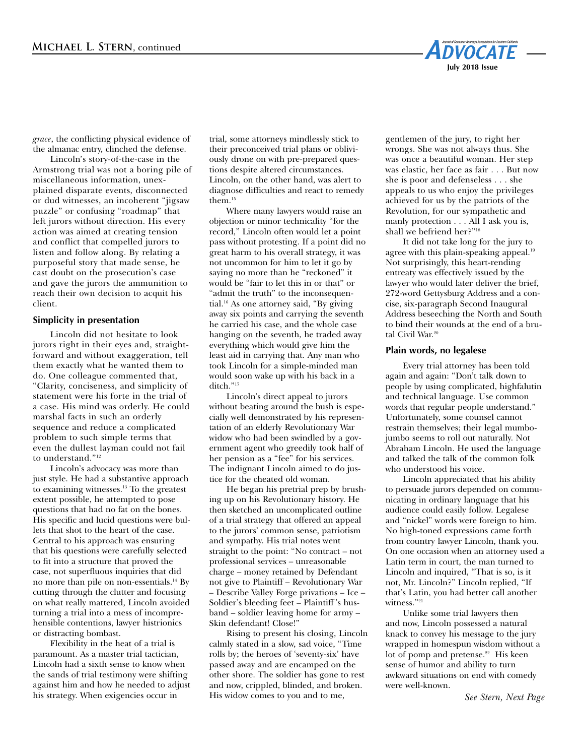*grace*, the conflicting physical evidence of the almanac entry, clinched the defense.

Lincoln's story-of-the-case in the Armstrong trial was not a boring pile of miscellaneous information, unexplained disparate events, disconnected or dud witnesses, an incoherent "jigsaw puzzle" or confusing "roadmap" that left jurors without direction. His every action was aimed at creating tension and conflict that compelled jurors to listen and follow along. By relating a purposeful story that made sense, he cast doubt on the prosecution's case and gave the jurors the ammunition to reach their own decision to acquit his client.

### Simplicity in presentation

Lincoln did not hesitate to look jurors right in their eyes and, straightforward and without exaggeration, tell them exactly what he wanted them to do. One colleague commented that, "Clarity, conciseness, and simplicity of statement were his forte in the trial of a case. His mind was orderly. He could marshal facts in such an orderly sequence and reduce a complicated problem to such simple terms that even the dullest layman could not fail to understand."[12]

Lincoln's advocacy was more than just style. He had a substantive approach to examining witnesses.[13] To the greatest extent possible, he attempted to pose questions that had no fat on the bones. His specific and lucid questions were bullets that shot to the heart of the case. Central to his approach was ensuring that his questions were carefully selected to fit into a structure that proved the case, not superfluous inquiries that did no more than pile on non-essentials.[14] By cutting through the clutter and focusing on what really mattered, Lincoln avoided turning a trial into a mess of incomprehensible contentions, lawyer histrionics or distracting bombast.

Flexibility in the heat of a trial is paramount. As a master trial tactician, Lincoln had a sixth sense to know when the sands of trial testimony were shifting against him and how he needed to adjust his strategy. When exigencies occur in trial, some attorneys mindlessly stick to their preconceived trial plans or obliviously drone on with pre-prepared questions despite altered circumstances. Lincoln, on the other hand, was alert to diagnose difficulties and react to remedy them.[15]

Where many lawyers would raise an objection or minor technicality "for the record," Lincoln often would let a point pass without protesting. If a point did no great harm to his overall strategy, it was not uncommon for him to let it go by saying no more than he "reckoned" it would be "fair to let this in or that" or "admit the truth" to the inconsequential.[16] As one attorney said, "By giving away six points and carrying the seventh he carried his case, and the whole case hanging on the seventh, he traded away everything which would give him the least aid in carrying that. Any man who took Lincoln for a simple-minded man would soon wake up with his back in a ditch."[17]

Lincoln's direct appeal to jurors without beating around the bush is especially well demonstrated by his representation of an elderly Revolutionary War widow who had been swindled by a government agent who greedily took half of her pension as a "fee" for his services. The indignant Lincoln aimed to do justice for the cheated old woman.

He began his pretrial prep by brushing up on his Revolutionary history. He then sketched an uncomplicated outline of a trial strategy that offered an appeal to the jurors' common sense, patriotism and sympathy. His trial notes went straight to the point: "No contract – not professional services – unreasonable charge – money retained by Defendant not give to Plaintiff – Revolutionary War – Describe Valley Forge privations – Ice – Soldier's bleeding feet – Plaintiff's husband – soldier leaving home for army – Skin defendant! Close!"

Rising to present his closing, Lincoln calmly stated in a slow, sad voice, "Time rolls by; the heroes of 'seventy-six' have passed away and are encamped on the other shore. The soldier has gone to rest and now, crippled, blinded, and broken. His widow comes to you and to me, gentlemen of the jury, to right her wrongs. She was not always thus. She was once a beautiful woman. Her step was elastic, her face as fair . . . But now she is poor and defenseless . . . she appeals to us who enjoy the privileges achieved for us by the patriots of the Revolution, for our sympathetic and manly protection . . . All I ask you is, shall we befriend her?"[18]

It did not take long for the jury to agree with this plain-speaking appeal.[19] Not surprisingly, this heart-rending entreaty was effectively issued by the lawyer who would later deliver the brief, 272-word Gettysburg Address and a concise, six-paragraph Second Inaugural Address beseeching the North and South to bind their wounds at the end of a brutal Civil War.[20]

### Plain words, no legalese

Every trial attorney has been told again and again: "Don't talk down to people by using complicated, highfalutin and technical language. Use common words that regular people understand." Unfortunately, some counsel cannot restrain themselves; their legal mumbo-jumbo seems to roll out naturally. Not Abraham Lincoln. He used the language and talked the talk of the common folk who understood his voice.

Lincoln appreciated that his ability to persuade jurors depended on communicating in ordinary language that his audience could easily follow. Legalese and "nickel" words were foreign to him. No high-toned expressions came forth from country lawyer Lincoln, thank you. On one occasion when an attorney used a Latin term in court, the man turned to Lincoln and inquired, "That is so, is it not, Mr. Lincoln?" Lincoln replied, "If that's Latin, you had better call another witness."[21]

Unlike some trial lawyers then and now, Lincoln possessed a natural knack to convey his message to the jury wrapped in homespun wisdom without a lot of pomp and pretense.[22] His keen sense of humor and ability to turn awkward situations on end with comedy were well-known.

*See Stern, Next Page*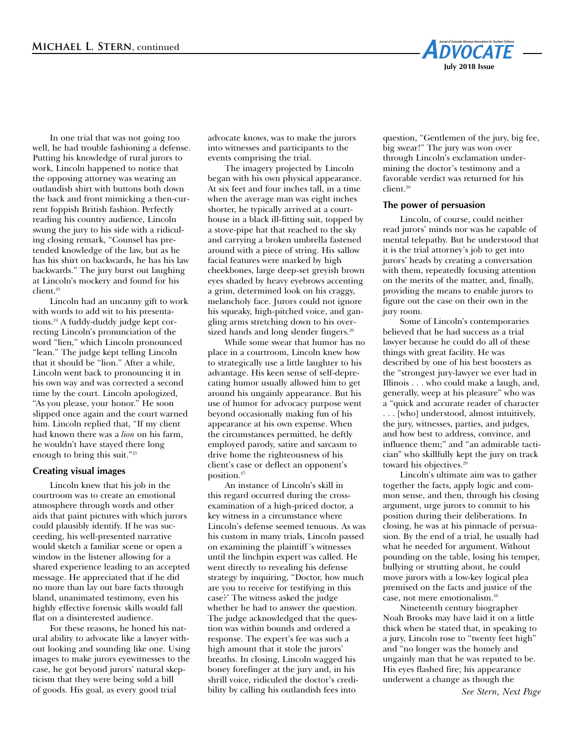In one trial that was not going too well, he had trouble fashioning a defense. Putting his knowledge of rural jurors to work, Lincoln happened to notice that the opposing attorney was wearing an outlandish shirt with buttons both down the back and front mimicking a then-current foppish British fashion. Perfectly reading his country audience, Lincoln swung the jury to his side with a ridiculing closing remark, "Counsel has pretended knowledge of the law, but as he has his shirt on backwards, he has his law backwards." The jury burst out laughing at Lincoln's mockery and found for his client.[23]

Lincoln had an uncanny gift to work with words to add wit to his presentations.[24] A fuddy-duddy judge kept correcting Lincoln's pronunciation of the word "lien," which Lincoln pronounced "lean." The judge kept telling Lincoln that it should be "lion." After a while, Lincoln went back to pronouncing it in his own way and was corrected a second time by the court. Lincoln apologized, "As you please, your honor." He soon slipped once again and the court warned him. Lincoln replied that, "If my client had known there was a *lion* on his farm, he wouldn't have stayed there long enough to bring this suit."[25]

### Creating visual images

Lincoln knew that his job in the courtroom was to create an emotional atmosphere through words and other aids that paint pictures with which jurors could plausibly identify. If he was succeeding, his well-presented narrative would sketch a familiar scene or open a window in the listener allowing for a shared experience leading to an accepted message. He appreciated that if he did no more than lay out bare facts through bland, unanimated testimony, even his highly effective forensic skills would fall flat on a disinterested audience.

For these reasons, he honed his natural ability to advocate like a lawyer without looking and sounding like one. Using images to make jurors eyewitnesses to the case, he got beyond jurors' natural skepticism that they were being sold a bill of goods. His goal, as every good trial advocate knows, was to make the jurors into witnesses and participants to the events comprising the trial.

The imagery projected by Lincoln began with his own physical appearance. At six feet and four inches tall, in a time when the average man was eight inches shorter, he typically arrived at a courthouse in a black ill-fitting suit, topped by a stove-pipe hat that reached to the sky and carrying a broken umbrella fastened around with a piece of string. His sallow facial features were marked by high cheekbones, large deep-set greyish brown eyes shaded by heavy eyebrows accenting a grim, determined look on his craggy, melancholy face. Jurors could not ignore his squeaky, high-pitched voice, and gangling arms stretching down to his oversized hands and long slender fingers.[26]

While some swear that humor has no place in a courtroom, Lincoln knew how to strategically use a little laughter to his advantage. His keen sense of self-deprecating humor usually allowed him to get around his ungainly appearance. But his use of humor for advocacy purpose went beyond occasionally making fun of his appearance at his own expense. When the circumstances permitted, he deftly employed parody, satire and sarcasm to drive home the righteousness of his client's case or deflect an opponent's position.[27]

An instance of Lincoln's skill in this regard occurred during the cross-examination of a high-priced doctor, a key witness in a circumstance where Lincoln's defense seemed tenuous. As was his custom in many trials, Lincoln passed on examining the plaintiff's witnesses until the linchpin expert was called. He went directly to revealing his defense strategy by inquiring, "Doctor, how much are you to receive for testifying in this case?' The witness asked the judge whether he had to answer the question. The judge acknowledged that the question was within bounds and ordered a response. The expert's fee was such a high amount that it stole the jurors' breaths. In closing, Lincoln wagged his boney forefinger at the jury and, in his shrill voice, ridiculed the doctor's credibility by calling his outlandish fees into question, "Gentlemen of the jury, big fee, big swear!" The jury was won over through Lincoln's exclamation undermining the doctor's testimony and a favorable verdict was returned for his client.[28]

### The power of persuasion

Lincoln, of course, could neither read jurors' minds nor was he capable of mental telepathy. But he understood that it is the trial attorney's job to get into jurors' heads by creating a conversation with them, repeatedly focusing attention on the merits of the matter, and, finally, providing the means to enable jurors to figure out the case on their own in the jury room.

Some of Lincoln's contemporaries believed that he had success as a trial lawyer because he could do all of these things with great facility. He was described by one of his best boosters as the "strongest jury-lawyer we ever had in Illinois . . . who could make a laugh, and, generally, weep at his pleasure" who was a "quick and accurate reader of character . . . [who] understood, almost intuitively, the jury, witnesses, parties, and judges, and how best to address, convince, and influence them;" and "an admirable tactician" who skillfully kept the jury on track toward his objectives.[29]

Lincoln's ultimate aim was to gather together the facts, apply logic and common sense, and then, through his closing argument, urge jurors to commit to his position during their deliberations. In closing, he was at his pinnacle of persuasion. By the end of a trial, he usually had what he needed for argument. Without pounding on the table, losing his temper, bullying or strutting about, he could move jurors with a low-key logical plea premised on the facts and justice of the case, not mere emotionalism.[30]

Nineteenth century biographer Noah Brooks may have laid it on a little thick when he stated that, in speaking to a jury, Lincoln rose to "twenty feet high" and "no longer was the homely and ungainly man that he was reputed to be. His eyes flashed fire; his appearance underwent a change as though the

*See Stern, Next Page*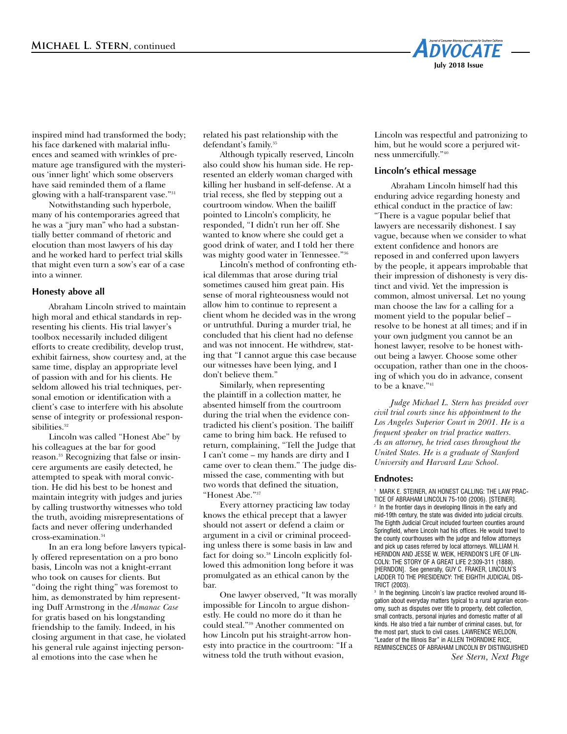inspired mind had transformed the body; his face darkened with malarial influences and seamed with wrinkles of premature age transfigured with the mysterious 'inner light' which some observers have said reminded them of a flame glowing with a half-transparent vase."[31]

Notwithstanding such hyperbole, many of his contemporaries agreed that he was a "jury man" who had a substantially better command of rhetoric and elocution than most lawyers of his day and he worked hard to perfect trial skills that might even turn a sow's ear of a case into a winner.

### Honesty above all

Abraham Lincoln strived to maintain high moral and ethical standards in representing his clients. His trial lawyer's toolbox necessarily included diligent efforts to create credibility, develop trust, exhibit fairness, show courtesy and, at the same time, display an appropriate level of passion with and for his clients. He seldom allowed his trial techniques, personal emotion or identification with a client's case to interfere with his absolute sense of integrity or professional responsibilities.[32]

Lincoln was called "Honest Abe" by his colleagues at the bar for good reason.[33] Recognizing that false or insincere arguments are easily detected, he attempted to speak with moral conviction. He did his best to be honest and maintain integrity with judges and juries by calling trustworthy witnesses who told the truth, avoiding misrepresentations of facts and never offering underhanded cross-examination.[34]

In an era long before lawyers typically offered representation on a pro bono basis, Lincoln was not a knight-errant who took on causes for clients. But "doing the right thing" was foremost to him, as demonstrated by him representing Duff Armstrong in the *Almanac Case* for gratis based on his longstanding friendship to the family. Indeed, in his closing argument in that case, he violated his general rule against injecting personal emotions into the case when he related his past relationship with the defendant's family.[35]

Although typically reserved, Lincoln also could show his human side. He represented an elderly woman charged with killing her husband in self-defense. At a trial recess, she fled by stepping out a courtroom window. When the bailiff pointed to Lincoln's complicity, he responded, "I didn't run her off. She wanted to know where she could get a good drink of water, and I told her there was mighty good water in Tennessee."[36]

Lincoln's method of confronting ethical dilemmas that arose during trial sometimes caused him great pain. His sense of moral righteousness would not allow him to continue to represent a client whom he decided was in the wrong or untruthful. During a murder trial, he concluded that his client had no defense and was not innocent. He withdrew, stating that "I cannot argue this case because our witnesses have been lying, and I don't believe them."

Similarly, when representing the plaintiff in a collection matter, he absented himself from the courtroom during the trial when the evidence contradicted his client's position. The bailiff came to bring him back. He refused to return, complaining, "Tell the Judge that I can't come – my hands are dirty and I came over to clean them." The judge dismissed the case, commenting with but two words that defined the situation, "Honest Abe."[37]

Every attorney practicing law today knows the ethical precept that a lawyer should not assert or defend a claim or argument in a civil or criminal proceeding unless there is some basis in law and fact for doing so.[38] Lincoln explicitly followed this admonition long before it was promulgated as an ethical canon by the bar.

One lawyer observed, "It was morally impossible for Lincoln to argue dishonestly. He could no more do it than he could steal."[39] Another commented on how Lincoln put his straight-arrow honesty into practice in the courtroom: "If a witness told the truth without evasion, Lincoln was respectful and patronizing to him, but he would score a perjured witness unmercifully."[40]

### Lincoln's ethical message

Abraham Lincoln himself had this enduring advice regarding honesty and ethical conduct in the practice of law: "There is a vague popular belief that lawyers are necessarily dishonest. I say vague, because when we consider to what extent confidence and honors are reposed in and conferred upon lawyers by the people, it appears improbable that their impression of dishonesty is very distinct and vivid. Yet the impression is common, almost universal. Let no young man choose the law for a calling for a moment yield to the popular belief – resolve to be honest at all times; and if in your own judgment you cannot be an honest lawyer, resolve to be honest without being a lawyer. Choose some other occupation, rather than one in the choosing of which you do in advance, consent to be a knave."[41]

*Judge Michael L. Stern has presided over civil trial courts since his appointment to the Los Angeles Superior Court in 2001. He is a frequent speaker on trial practice matters. As an attorney, he tried cases throughout the United States. He is a graduate of Stanford University and Harvard Law School.*

### Endnotes:

[1] MARK E. STEINER, AN HONEST CALLING: THE LAW PRACTICE OF ABRAHAM LINCOLN 75-100 (2006). [STEINER].

[2] In the frontier days in developing Illinois in the early and mid-19th century, the state was divided into judicial circuits. The Eighth Judicial Circuit included fourteen counties around Springfield, where Lincoln had his offices. He would travel to the county courthouses with the judge and fellow attorneys and pick up cases referred by local attorneys. WILLIAM H. HERNDON AND JESSE W. WEIK, HERNDON'S LIFE OF LINCOLN: THE STORY OF A GREAT LIFE 2:309-311 (1888). [HERNDON]. See generally, GUY C. FRAKER, LINCOLN'S LADDER TO THE PRESIDENCY: THE EIGHTH JUDICIAL DISTRICT (2003).

[3] In the beginning. Lincoln's law practice revolved around litigation about everyday matters typical to a rural agrarian economy, such as disputes over title to property, debt collection, small contracts, personal injuries and domestic matter of all kinds. He also tried a fair number of criminal cases, but, for the most part, stuck to civil cases. LAWRENCE WELDON, "Leader of the Illinois Bar" in ALLEN THORNDIKE RICE, REMINISCENCES OF ABRAHAM LINCOLN BY DISTINGUISHED

*See Stern, Next Page*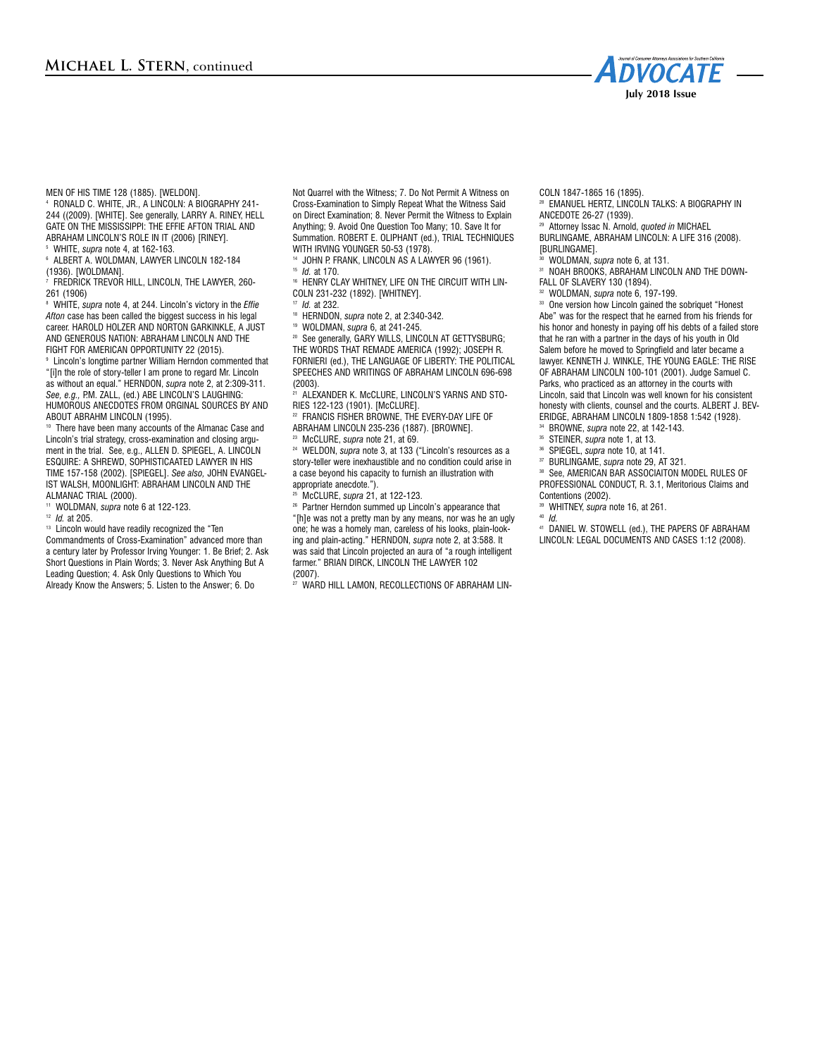MEN OF HIS TIME 128 (1885). [WELDON].

[4] RONALD C. WHITE, JR., A LINCOLN: A BIOGRAPHY 241-244 ((2009). [WHITE]. See generally, LARRY A. RINEY, HELL GATE ON THE MISSISSIPPI: THE EFFIE AFTON TRIAL AND ABRAHAM LINCOLN'S ROLE IN IT (2006) [RINEY].

[5] WHITE, *supra* note 4, at 162-163.

[6] ALBERT A. WOLDMAN, LAWYER LINCOLN 182-184 (1936). [WOLDMAN].

[7] FREDRICK TREVOR HILL, LINCOLN, THE LAWYER, 260-261 (1906)

[8] WHITE, *supra* note 4, at 244. Lincoln's victory in the *Effie Afton* case has been called the biggest success in his legal career. HAROLD HOLZER AND NORTON GARKINKLE, A JUST AND GENEROUS NATION: ABRAHAM LINCOLN AND THE FIGHT FOR AMERICAN OPPORTUNITY 22 (2015).

[9] Lincoln's longtime partner William Herndon commented that "[i]n the role of story-teller I am prone to regard Mr. Lincoln as without an equal." HERNDON, *supra* note 2, at 2:309-311. *See, e.g.,* P.M. ZALL, (ed.) ABE LINCOLN'S LAUGHING: HUMOROUS ANECDOTES FROM ORGINAL SOURCES BY AND ABOUT ABRAHM LINCOLN (1995).

[10] There have been many accounts of the Almanac Case and Lincoln's trial strategy, cross-examination and closing argument in the trial. See, e.g., ALLEN D. SPIEGEL, A. LINCOLN ESQUIRE: A SHREWD, SOPHISTICAATED LAWYER IN HIS TIME 157-158 (2002). [SPIEGEL]. *See also,* JOHN EVANGELIST WALSH, MOONLIGHT: ABRAHAM LINCOLN AND THE ALMANAC TRIAL (2000).

[11] WOLDMAN, *supra* note 6 at 122-123.

[12] *Id.* at 205.

[13] Lincoln would have readily recognized the "Ten Commandments of Cross-Examination" advanced more than a century later by Professor Irving Younger: 1. Be Brief; 2. Ask Short Questions in Plain Words; 3. Never Ask Anything But A Leading Question; 4. Ask Only Questions to Which You Already Know the Answers; 5. Listen to the Answer; 6. Do Not Quarrel with the Witness; 7. Do Not Permit A Witness on Cross-Examination to Simply Repeat What the Witness Said on Direct Examination; 8. Never Permit the Witness to Explain Anything; 9. Avoid One Question Too Many; 10. Save It for Summation. ROBERT E. OLIPHANT (ed.), TRIAL TECHNIQUES WITH IRVING YOUNGER 50-53 (1978).

[14] JOHN P. FRANK, LINCOLN AS A LAWYER 96 (1961).

[15] *Id.* at 170.

[16] HENRY CLAY WHITNEY, LIFE ON THE CIRCUIT WITH LINCOLN 231-232 (1892). [WHITNEY].

[17] *Id.* at 232.

[18] HERNDON, *supra* note 2, at 2:340-342.

[19] WOLDMAN, *supra* 6, at 241-245.

[20] See generally, GARY WILLS, LINCOLN AT GETTYSBURG; THE WORDS THAT REMADE AMERICA (1992); JOSEPH R. FORNIERI (ed.), THE LANGUAGE OF LIBERTY: THE POLITICAL SPEECHES AND WRITINGS OF ABRAHAM LINCOLN 696-698 (2003).

[21] ALEXANDER K. McCLURE, LINCOLN'S YARNS AND STORIES 122-123 (1901). [McCLURE].

[22] FRANCIS FISHER BROWNE, THE EVERY-DAY LIFE OF ABRAHAM LINCOLN 235-236 (1887). [BROWNE].

[23] McCLURE, *supra* note 21, at 69.

[24] WELDON, *supra* note 3, at 133 ("Lincoln's resources as a story-teller were inexhaustible and no condition could arise in a case beyond his capacity to furnish an illustration with appropriate anecdote.").

[25] McCLURE, *supra* 21, at 122-123.

[26] Partner Herndon summed up Lincoln's appearance that "[h]e was not a pretty man by any means, nor was he an ugly one; he was a homely man, careless of his looks, plain-looking and plain-acting." HERNDON, *supra* note 2, at 3:588. It was said that Lincoln projected an aura of "a rough intelligent farmer." BRIAN DIRCK, LINCOLN THE LAWYER 102 (2007).

[27] WARD HILL LAMON, RECOLLECTIONS OF ABRAHAM LINCOLN 1847-1865 16 (1895).

[28] EMANUEL HERTZ, LINCOLN TALKS: A BIOGRAPHY IN ANCEDOTE 26-27 (1939).

[29] Attorney Issac N. Arnold, *quoted in* MICHAEL BURLINGAME, ABRAHAM LINCOLN: A LIFE 316 (2008). [BURLINGAME].

[30] WOLDMAN, *supra* note 6, at 131.

[31] NOAH BROOKS, ABRAHAM LINCOLN AND THE DOWNFALL OF SLAVERY 130 (1894).

[32] WOLDMAN, *supra* note 6, 197-199.

[33] One version how Lincoln gained the sobriquet "Honest Abe" was for the respect that he earned from his friends for his honor and honesty in paying off his debts of a failed store that he ran with a partner in the days of his youth in Old Salem before he moved to Springfield and later became a lawyer. KENNETH J. WINKLE, THE YOUNG EAGLE: THE RISE OF ABRAHAM LINCOLN 100-101 (2001). Judge Samuel C. Parks, who practiced as an attorney in the courts with Lincoln, said that Lincoln was well known for his consistent honesty with clients, counsel and the courts. ALBERT J. BEVERIDGE, ABRAHAM LINCOLN 1809-1858 1:542 (1928).

[34] BROWNE, *supra* note 22, at 142-143.

[35] STEINER, *supra* note 1, at 13.

[36] SPIEGEL, *supra* note 10, at 141.

[37] BURLINGAME, *supra* note 29, AT 321.

[38] See, AMERICAN BAR ASSOCIAITON MODEL RULES OF PROFESSIONAL CONDUCT, R. 3.1, Meritorious Claims and Contentions (2002).

[39] WHITNEY, *supra* note 16, at 261.

[40] *Id.*

[41] DANIEL W. STOWELL (ed.), THE PAPERS OF ABRAHAM LINCOLN: LEGAL DOCUMENTS AND CASES 1:12 (2008).